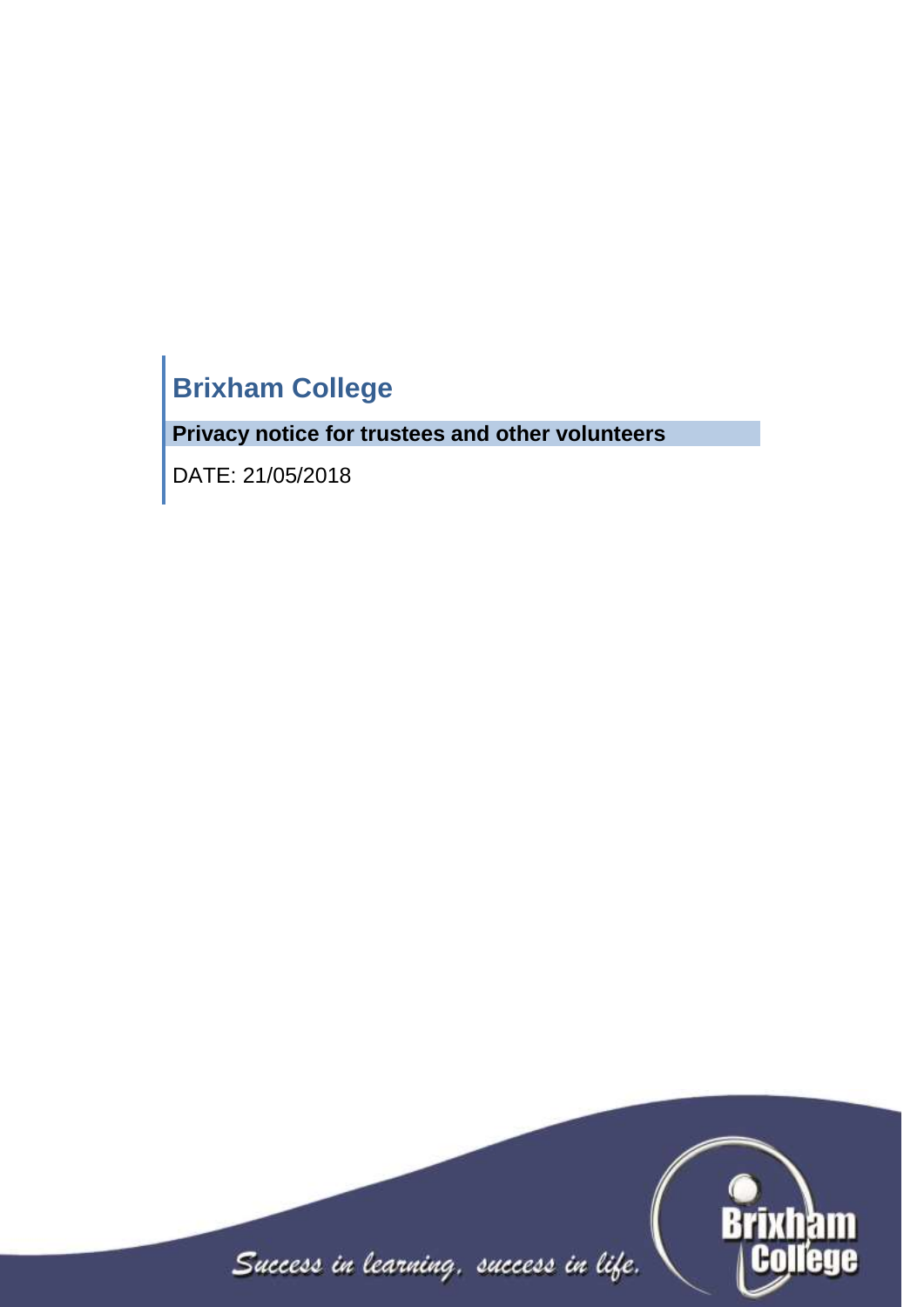# Brixham College

**Privacy notice for trustees and other volunteers**

DATE: 21/05/2018

*Success in learning, success in life.*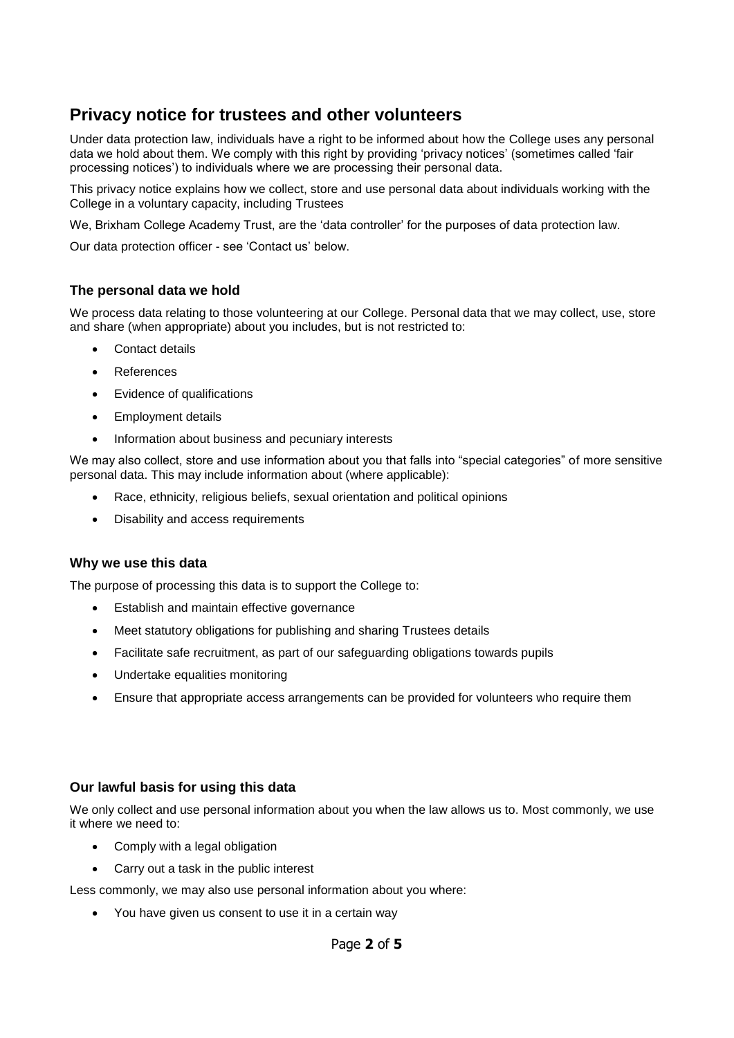# Privacy notice for trustees and other volunteers

Under data protection law, individuals have a right to be informed about how the College uses any personal data we hold about them. We comply with this right by providing 'privacy notices' (sometimes called 'fair processing notices') to individuals where we are processing their personal data.

This privacy notice explains how we collect, store and use personal data about individuals working with the College in a voluntary capacity, including Trustees

We, Brixham College Academy Trust, are the 'data controller' for the purposes of data protection law.

Our data protection officer - see 'Contact us' below.

### The personal data we hold

We process data relating to those volunteering at our College. Personal data that we may collect, use, store and share (when appropriate) about you includes, but is not restricted to:

- Contact details
- References
- Evidence of qualifications
- Employment details
- Information about business and pecuniary interests

We may also collect, store and use information about you that falls into "special categories" of more sensitive personal data. This may include information about (where applicable):

- Race, ethnicity, religious beliefs, sexual orientation and political opinions
- Disability and access requirements

### Why we use this data

The purpose of processing this data is to support the College to:

- Establish and maintain effective governance
- Meet statutory obligations for publishing and sharing Trustees details
- Facilitate safe recruitment, as part of our safeguarding obligations towards pupils
- Undertake equalities monitoring
- Ensure that appropriate access arrangements can be provided for volunteers who require them

### Our lawful basis for using this data

We only collect and use personal information about you when the law allows us to. Most commonly, we use it where we need to:

- Comply with a legal obligation
- Carry out a task in the public interest

Less commonly, we may also use personal information about you where:

- You have given us consent to use it in a certain way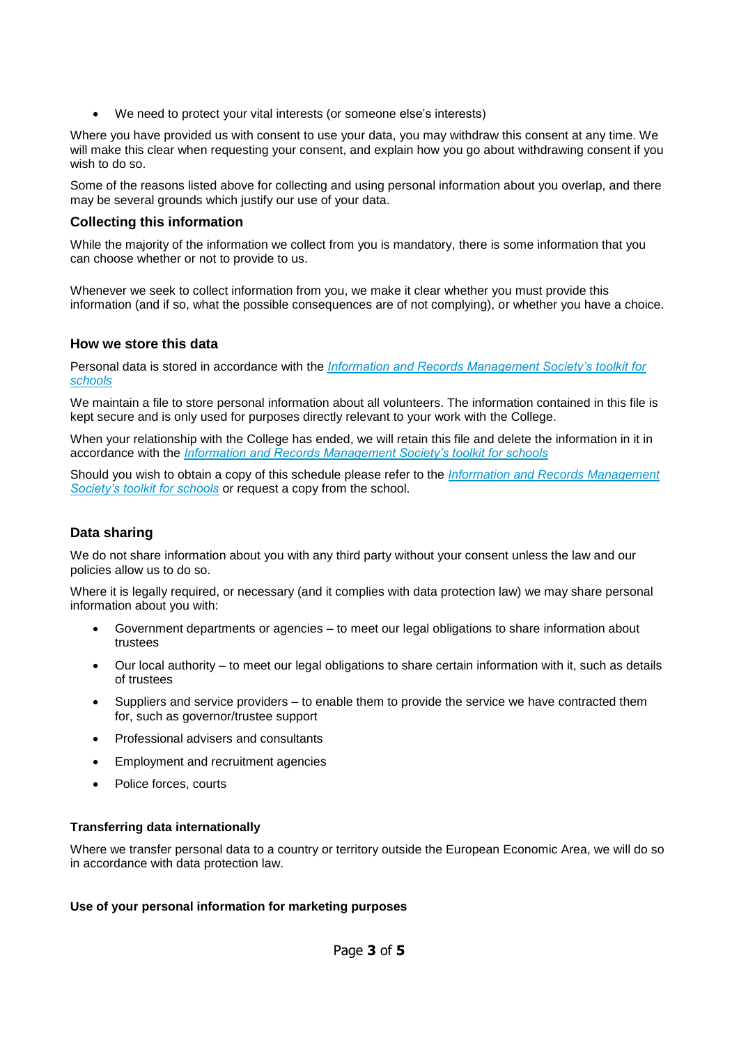- We need to protect your vital interests (or someone else's interests)

Where you have provided us with consent to use your data, you may withdraw this consent at any time. We will make this clear when requesting your consent, and explain how you go about withdrawing consent if you wish to do so.

Some of the reasons listed above for collecting and using personal information about you overlap, and there may be several grounds which justify our use of your data.

### Collecting this information

While the majority of the information we collect from you is mandatory, there is some information that you can choose whether or not to provide to us.

Whenever we seek to collect information from you, we make it clear whether you must provide this information (and if so, what the possible consequences are of not complying), or whether you have a choice.

### How we store this data

Personal data is stored in accordance with the *Information and Records Management Society's toolkit for schools*

We maintain a file to store personal information about all volunteers. The information contained in this file is kept secure and is only used for purposes directly relevant to your work with the College.

When your relationship with the College has ended, we will retain this file and delete the information in it in accordance with the *Information and Records Management Society's toolkit for schools*

Should you wish to obtain a copy of this schedule please refer to the *Information and Records Management Society's toolkit for schools* or request a copy from the school.

### Data sharing

We do not share information about you with any third party without your consent unless the law and our policies allow us to do so.

Where it is legally required, or necessary (and it complies with data protection law) we may share personal information about you with:

- Government departments or agencies – to meet our legal obligations to share information about trustees
- Our local authority – to meet our legal obligations to share certain information with it, such as details of trustees
- Suppliers and service providers – to enable them to provide the service we have contracted them for, such as governor/trustee support
- Professional advisers and consultants
- Employment and recruitment agencies
- Police forces, courts

#### Transferring data internationally

Where we transfer personal data to a country or territory outside the European Economic Area, we will do so in accordance with data protection law.

#### Use of your personal information for marketing purposes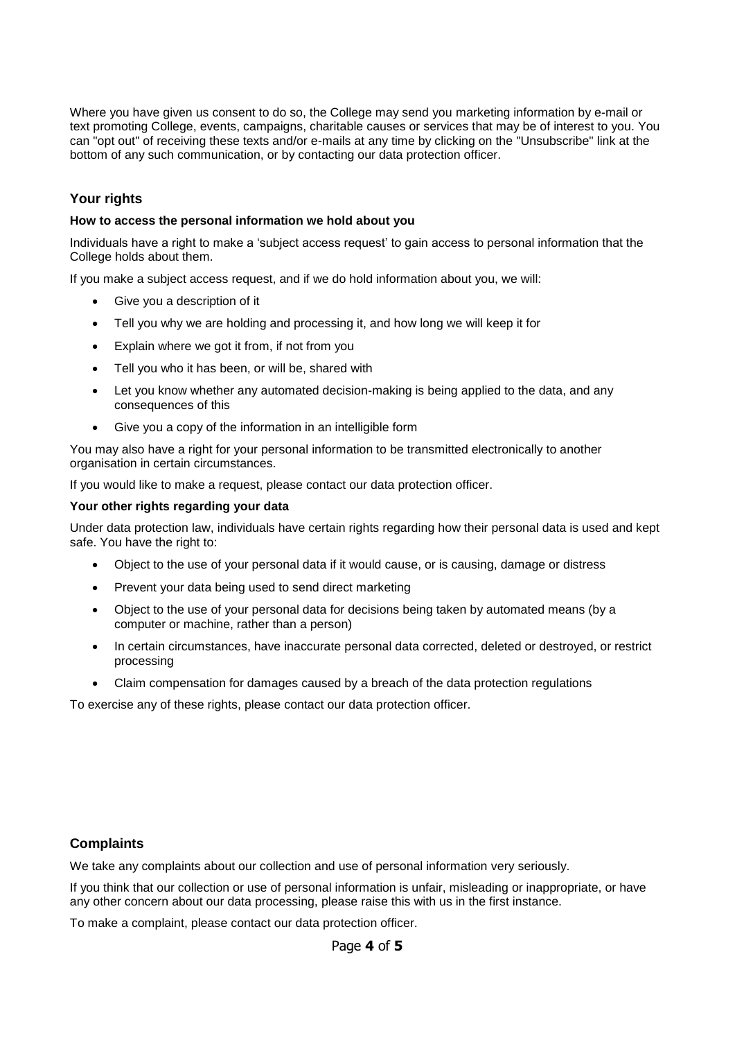Where you have given us consent to do so, the College may send you marketing information by e-mail or text promoting College, events, campaigns, charitable causes or services that may be of interest to you. You can "opt out" of receiving these texts and/or e-mails at any time by clicking on the "Unsubscribe" link at the bottom of any such communication, or by contacting our data protection officer.

## Your rights

**How to access the personal information we hold about you**

Individuals have a right to make a 'subject access request' to gain access to personal information that the College holds about them.

If you make a subject access request, and if we do hold information about you, we will:

- Give you a description of it
- Tell you why we are holding and processing it, and how long we will keep it for
- Explain where we got it from, if not from you
- Tell you who it has been, or will be, shared with
- Let you know whether any automated decision-making is being applied to the data, and any consequences of this
- Give you a copy of the information in an intelligible form

You may also have a right for your personal information to be transmitted electronically to another organisation in certain circumstances.

If you would like to make a request, please contact our data protection officer.

**Your other rights regarding your data**

Under data protection law, individuals have certain rights regarding how their personal data is used and kept safe. You have the right to:

- Object to the use of your personal data if it would cause, or is causing, damage or distress
- Prevent your data being used to send direct marketing
- Object to the use of your personal data for decisions being taken by automated means (by a computer or machine, rather than a person)
- In certain circumstances, have inaccurate personal data corrected, deleted or destroyed, or restrict processing
- Claim compensation for damages caused by a breach of the data protection regulations

To exercise any of these rights, please contact our data protection officer.

## Complaints

We take any complaints about our collection and use of personal information very seriously.

If you think that our collection or use of personal information is unfair, misleading or inappropriate, or have any other concern about our data processing, please raise this with us in the first instance.

To make a complaint, please contact our data protection officer.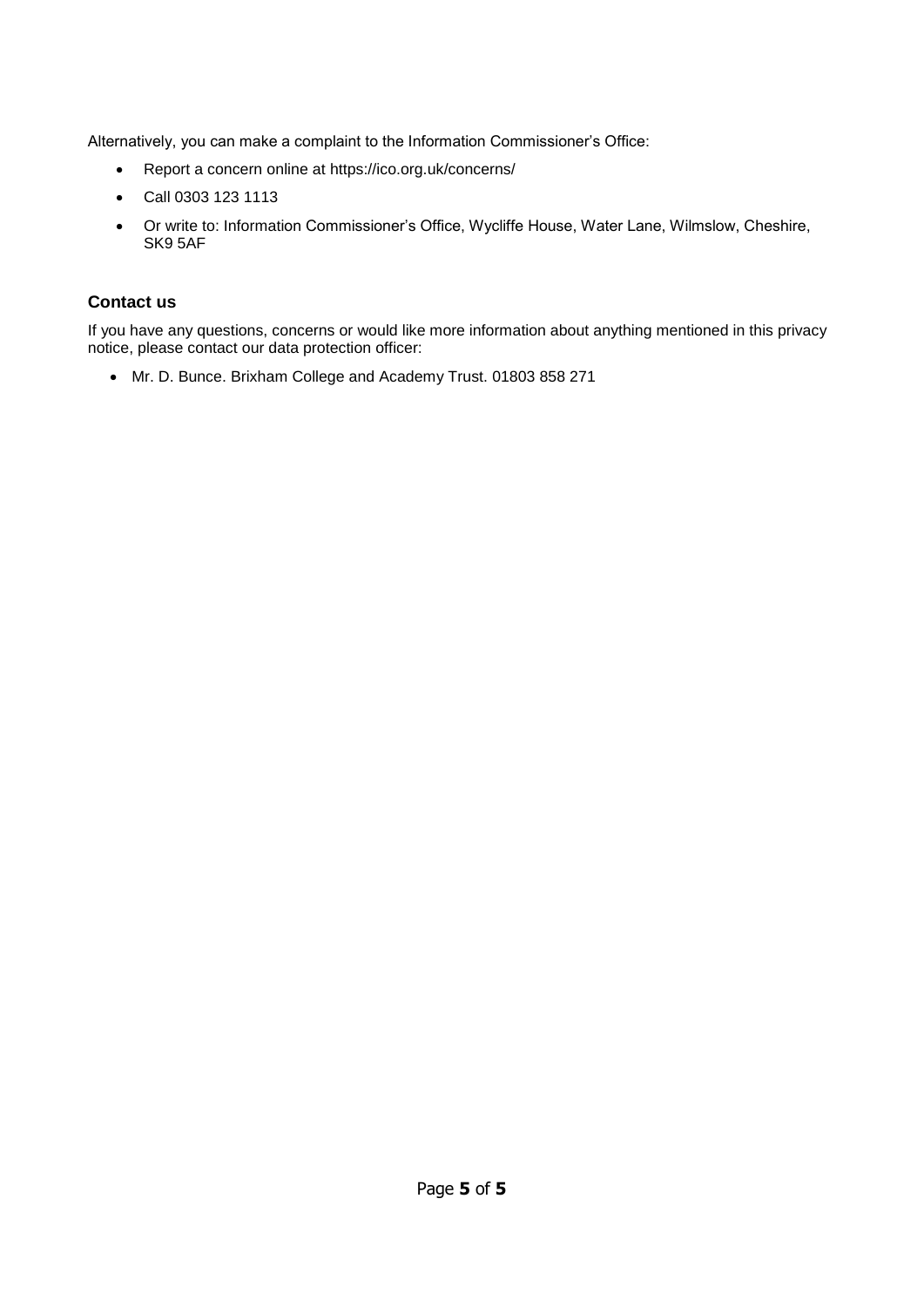Alternatively, you can make a complaint to the Information Commissioner's Office:

- Report a concern online at https://ico.org.uk/concerns/
- Call 0303 123 1113
- Or write to: Information Commissioner's Office, Wycliffe House, Water Lane, Wilmslow, Cheshire, SK9 5AF

## Contact us

If you have any questions, concerns or would like more information about anything mentioned in this privacy notice, please contact our data protection officer:

- Mr. D. Bunce. Brixham College and Academy Trust. 01803 858 271